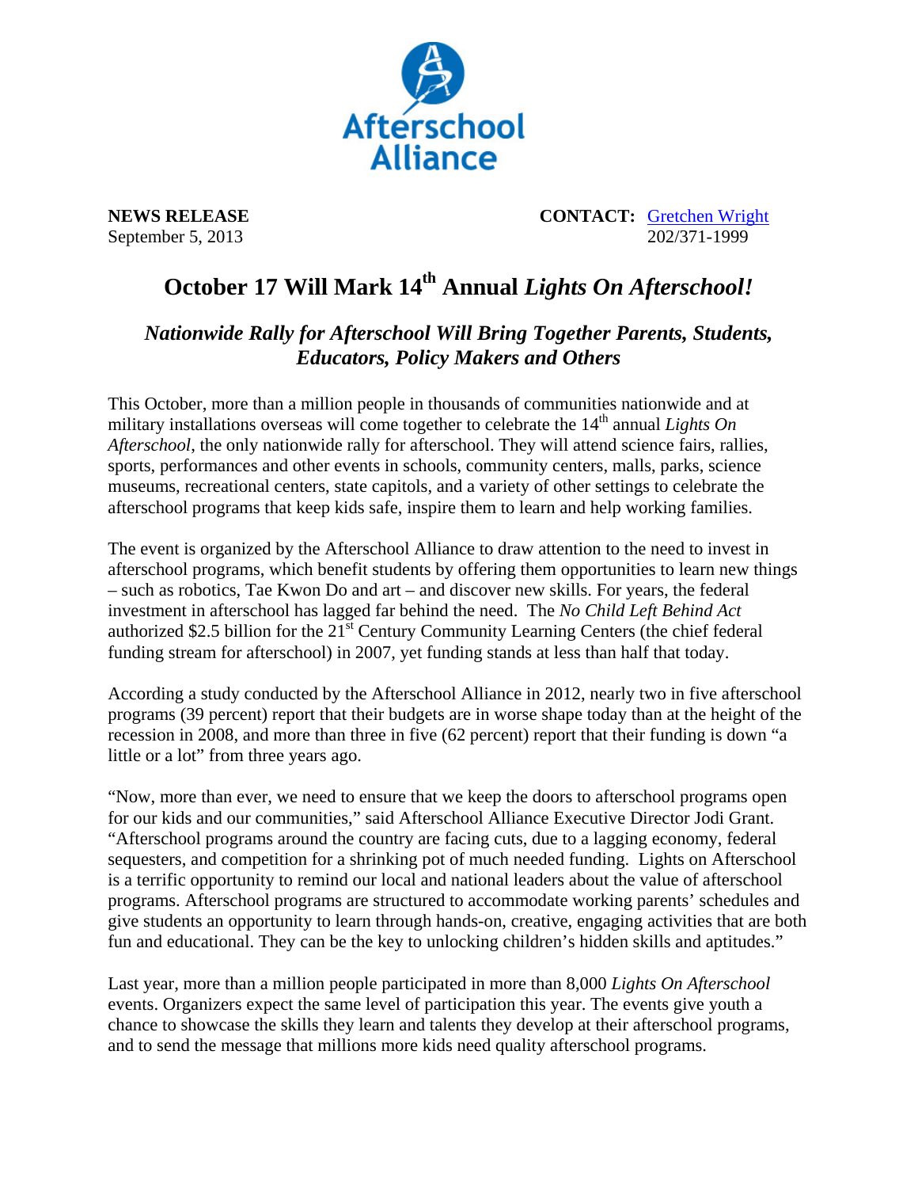Afterschool Alliance

**NEWS RELEASE**
September 5, 2013

**CONTACT:** Gretchen Wright
202/371-1999

# October 17 Will Mark 14th Annual *Lights On Afterschool!*

## *Nationwide Rally for Afterschool Will Bring Together Parents, Students, Educators, Policy Makers and Others*

This October, more than a million people in thousands of communities nationwide and at military installations overseas will come together to celebrate the 14th annual *Lights On Afterschool*, the only nationwide rally for afterschool. They will attend science fairs, rallies, sports, performances and other events in schools, community centers, malls, parks, science museums, recreational centers, state capitols, and a variety of other settings to celebrate the afterschool programs that keep kids safe, inspire them to learn and help working families.

The event is organized by the Afterschool Alliance to draw attention to the need to invest in afterschool programs, which benefit students by offering them opportunities to learn new things – such as robotics, Tae Kwon Do and art – and discover new skills. For years, the federal investment in afterschool has lagged far behind the need. The *No Child Left Behind Act* authorized $2.5 billion for the 21st Century Community Learning Centers (the chief federal funding stream for afterschool) in 2007, yet funding stands at less than half that today.

According a study conducted by the Afterschool Alliance in 2012, nearly two in five afterschool programs (39 percent) report that their budgets are in worse shape today than at the height of the recession in 2008, and more than three in five (62 percent) report that their funding is down "a little or a lot" from three years ago.

"Now, more than ever, we need to ensure that we keep the doors to afterschool programs open for our kids and our communities," said Afterschool Alliance Executive Director Jodi Grant. "Afterschool programs around the country are facing cuts, due to a lagging economy, federal sequesters, and competition for a shrinking pot of much needed funding. Lights on Afterschool is a terrific opportunity to remind our local and national leaders about the value of afterschool programs. Afterschool programs are structured to accommodate working parents' schedules and give students an opportunity to learn through hands-on, creative, engaging activities that are both fun and educational. They can be the key to unlocking children's hidden skills and aptitudes."

Last year, more than a million people participated in more than 8,000 *Lights On Afterschool* events. Organizers expect the same level of participation this year. The events give youth a chance to showcase the skills they learn and talents they develop at their afterschool programs, and to send the message that millions more kids need quality afterschool programs.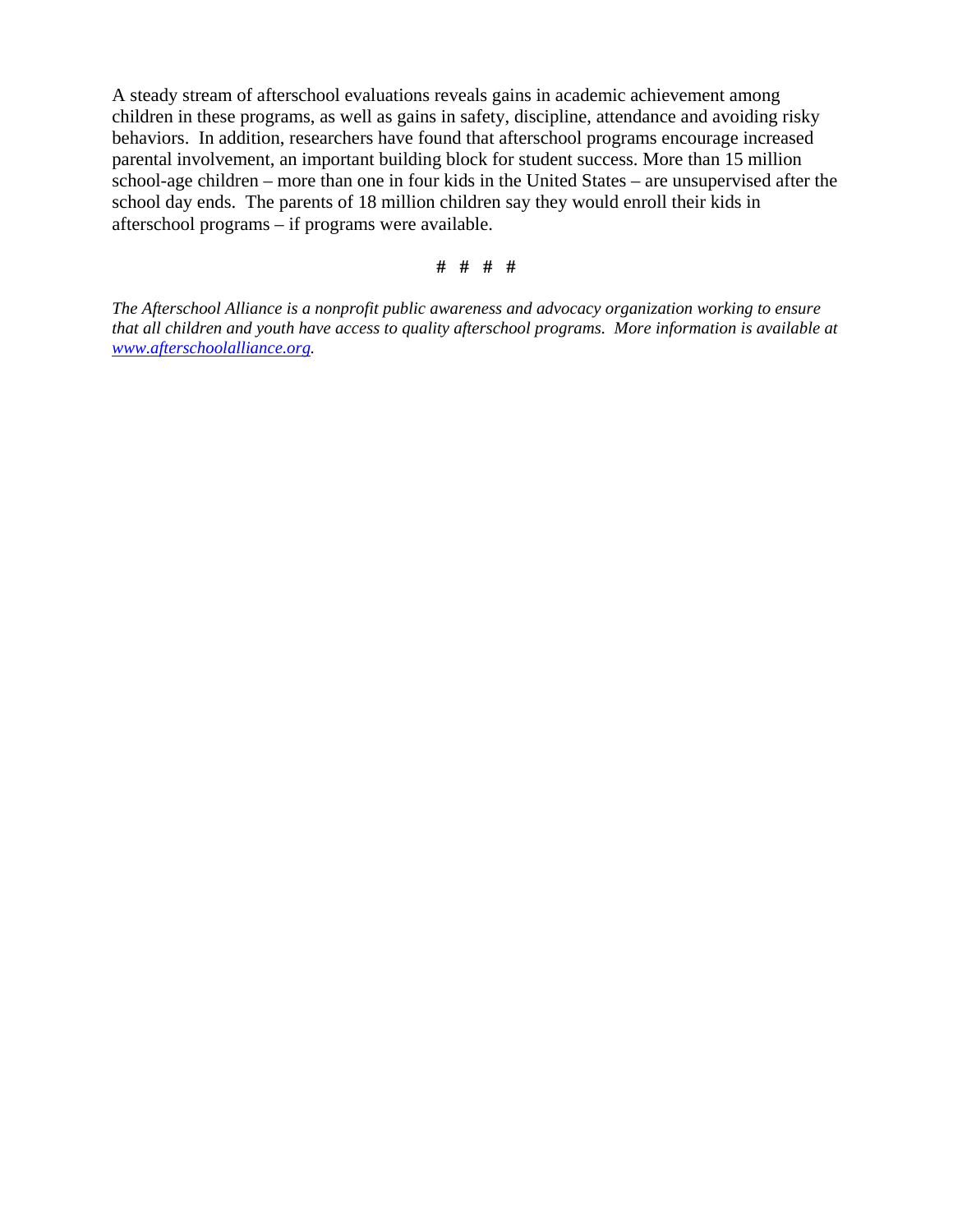A steady stream of afterschool evaluations reveals gains in academic achievement among children in these programs, as well as gains in safety, discipline, attendance and avoiding risky behaviors. In addition, researchers have found that afterschool programs encourage increased parental involvement, an important building block for student success. More than 15 million school-age children – more than one in four kids in the United States – are unsupervised after the school day ends. The parents of 18 million children say they would enroll their kids in afterschool programs – if programs were available.

# # # #

*The Afterschool Alliance is a nonprofit public awareness and advocacy organization working to ensure that all children and youth have access to quality afterschool programs. More information is available at [www.afterschoolalliance.org](http://www.afterschoolalliance.org).*